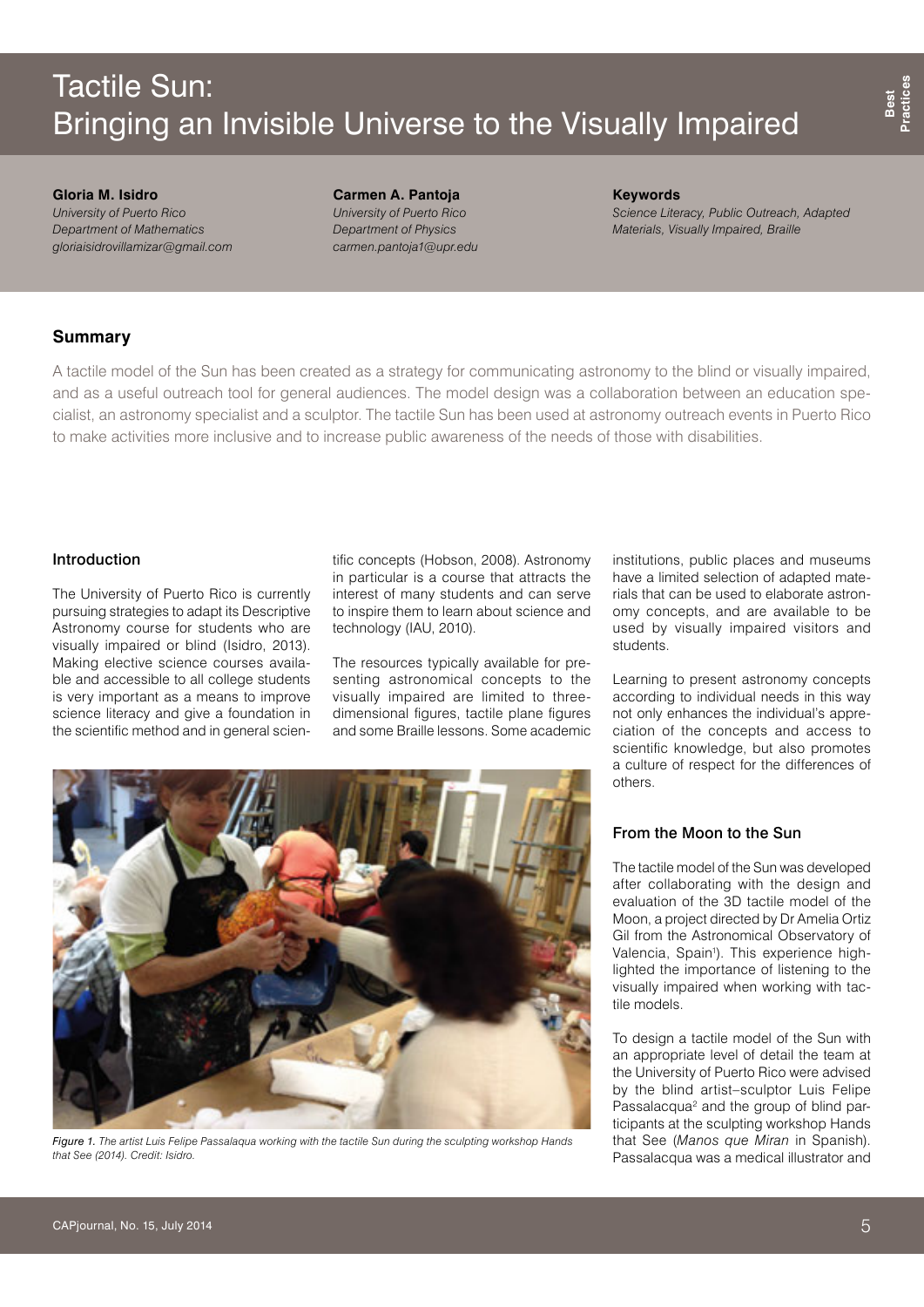# Tactile Sun: Bringing an Invisible Universe to the Visually Impaired

**Gloria M. Isidro**
*University of Puerto Rico*
*Department of Mathematics*
*gloriaisidrovillamizar@gmail.com*

**Carmen A. Pantoja**
*University of Puerto Rico*
*Department of Physics*
*carmen.pantoja1@upr.edu*

**Keywords**
*Science Literacy, Public Outreach, Adapted Materials, Visually Impaired, Braille*

## Summary

A tactile model of the Sun has been created as a strategy for communicating astronomy to the blind or visually impaired, and as a useful outreach tool for general audiences. The model design was a collaboration between an education specialist, an astronomy specialist and a sculptor. The tactile Sun has been used at astronomy outreach events in Puerto Rico to make activities more inclusive and to increase public awareness of the needs of those with disabilities.

### Introduction

The University of Puerto Rico is currently pursuing strategies to adapt its Descriptive Astronomy course for students who are visually impaired or blind (Isidro, 2013). Making elective science courses available and accessible to all college students is very important as a means to improve science literacy and give a foundation in the scientific method and in general scientific concepts (Hobson, 2008). Astronomy in particular is a course that attracts the interest of many students and can serve to inspire them to learn about science and technology (IAU, 2010).

The resources typically available for presenting astronomical concepts to the visually impaired are limited to three-dimensional figures, tactile plane figures and some Braille lessons. Some academic institutions, public places and museums have a limited selection of adapted materials that can be used to elaborate astronomy concepts, and are available to be used by visually impaired visitors and students.

Learning to present astronomy concepts according to individual needs in this way not only enhances the individual's appreciation of the concepts and access to scientific knowledge, but also promotes a culture of respect for the differences of others.

*Figure 1. The artist Luis Felipe Passalaqua working with the tactile Sun during the sculpting workshop Hands that See (2014). Credit: Isidro.*

### From the Moon to the Sun

The tactile model of the Sun was developed after collaborating with the design and evaluation of the 3D tactile model of the Moon, a project directed by Dr Amelia Ortiz Gil from the Astronomical Observatory of Valencia, Spain[1]. This experience highlighted the importance of listening to the visually impaired when working with tactile models.

To design a tactile model of the Sun with an appropriate level of detail the team at the University of Puerto Rico were advised by the blind artist–sculptor Luis Felipe Passalacqua[2] and the group of blind participants at the sculpting workshop Hands that See (*Manos que Miran* in Spanish). Passalacqua was a medical illustrator and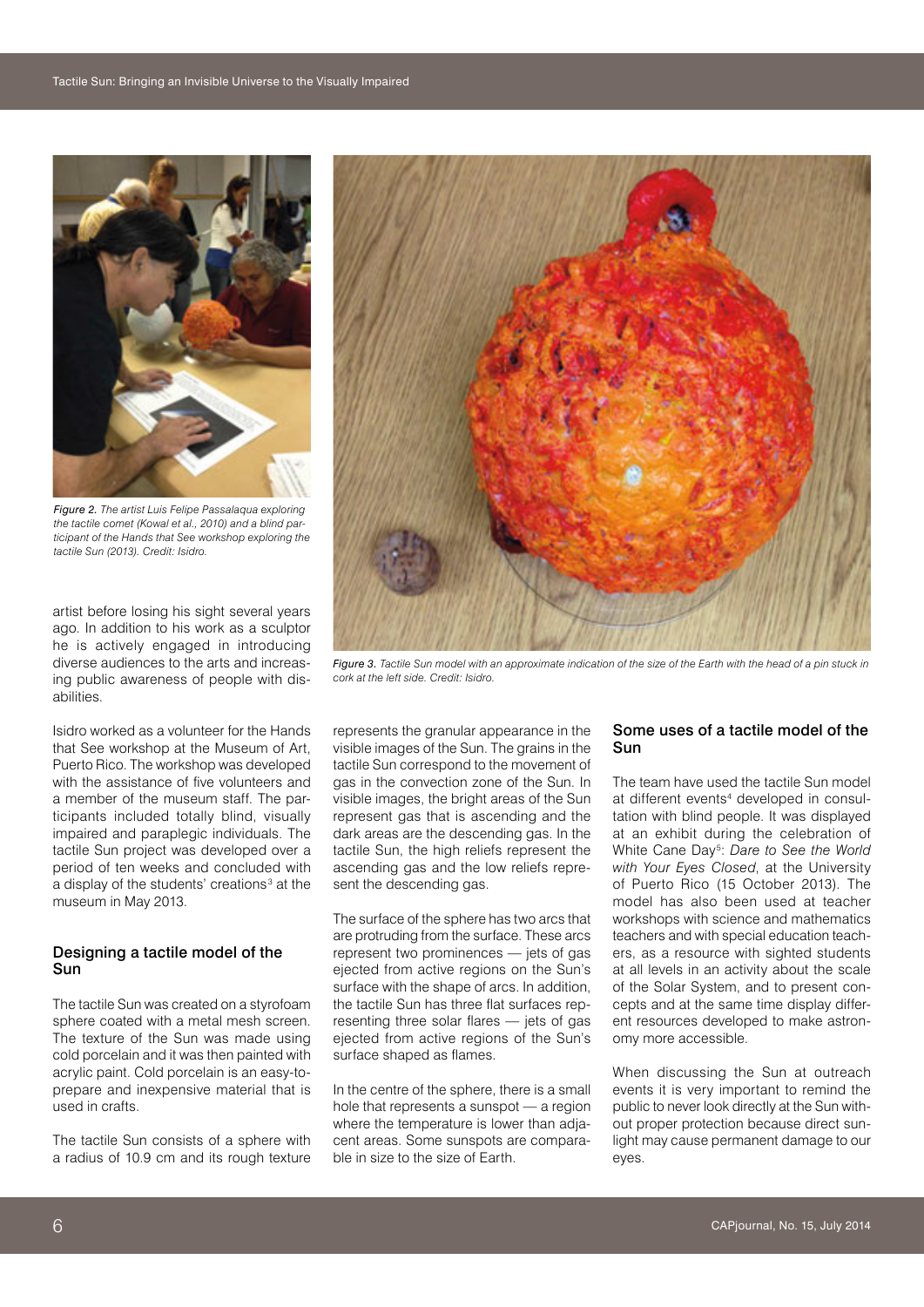*Figure 2. The artist Luis Felipe Passalaqua exploring the tactile comet (Kowal et al., 2010) and a blind participant of the Hands that See workshop exploring the tactile Sun (2013). Credit: Isidro.*

artist before losing his sight several years ago. In addition to his work as a sculptor he is actively engaged in introducing diverse audiences to the arts and increasing public awareness of people with disabilities.

Isidro worked as a volunteer for the Hands that See workshop at the Museum of Art, Puerto Rico. The workshop was developed with the assistance of five volunteers and a member of the museum staff. The participants included totally blind, visually impaired and paraplegic individuals. The tactile Sun project was developed over a period of ten weeks and concluded with a display of the students' creations[3] at the museum in May 2013.

## Designing a tactile model of the Sun

The tactile Sun was created on a styrofoam sphere coated with a metal mesh screen. The texture of the Sun was made using cold porcelain and it was then painted with acrylic paint. Cold porcelain is an easy-to-prepare and inexpensive material that is used in crafts.

The tactile Sun consists of a sphere with a radius of 10.9 cm and its rough texture represents the granular appearance in the visible images of the Sun. The grains in the tactile Sun correspond to the movement of gas in the convection zone of the Sun. In visible images, the bright areas of the Sun represent gas that is ascending and the dark areas are the descending gas. In the tactile Sun, the high reliefs represent the ascending gas and the low reliefs represent the descending gas.

The surface of the sphere has two arcs that are protruding from the surface. These arcs represent two prominences — jets of gas ejected from active regions on the Sun's surface with the shape of arcs. In addition, the tactile Sun has three flat surfaces representing three solar flares — jets of gas ejected from active regions of the Sun's surface shaped as flames.

In the centre of the sphere, there is a small hole that represents a sunspot — a region where the temperature is lower than adjacent areas. Some sunspots are comparable in size to the size of Earth.

*Figure 3. Tactile Sun model with an approximate indication of the size of the Earth with the head of a pin stuck in cork at the left side. Credit: Isidro.*

## Some uses of a tactile model of the Sun

The team have used the tactile Sun model at different events[4] developed in consultation with blind people. It was displayed at an exhibit during the celebration of White Cane Day[5]: *Dare to See the World with Your Eyes Closed*, at the University of Puerto Rico (15 October 2013). The model has also been used at teacher workshops with science and mathematics teachers and with special education teachers, as a resource with sighted students at all levels in an activity about the scale of the Solar System, and to present concepts and at the same time display different resources developed to make astronomy more accessible.

When discussing the Sun at outreach events it is very important to remind the public to never look directly at the Sun without proper protection because direct sunlight may cause permanent damage to our eyes.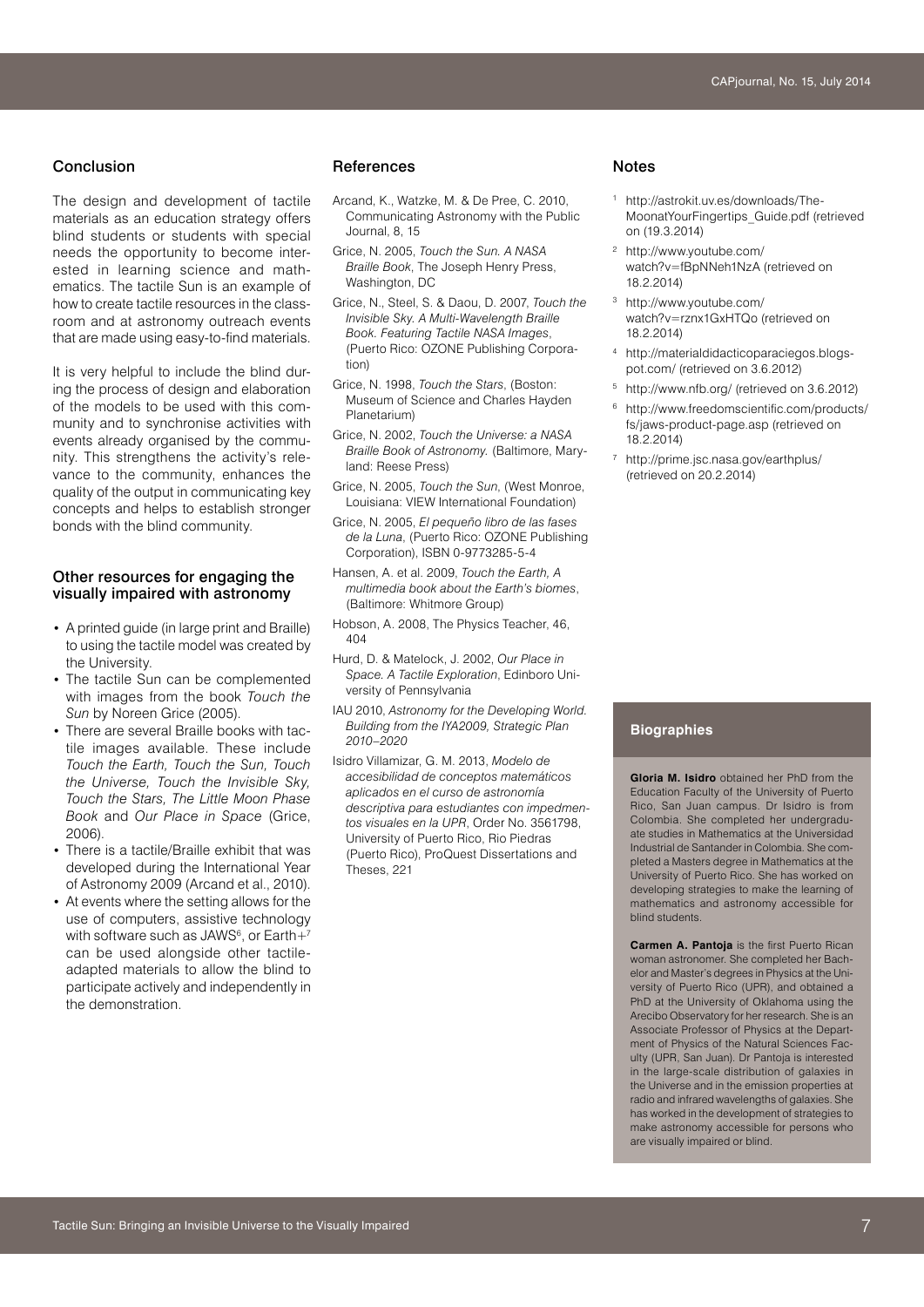## Conclusion

The design and development of tactile materials as an education strategy offers blind students or students with special needs the opportunity to become interested in learning science and mathematics. The tactile Sun is an example of how to create tactile resources in the classroom and at astronomy outreach events that are made using easy-to-find materials.

It is very helpful to include the blind during the process of design and elaboration of the models to be used with this community and to synchronise activities with events already organised by the community. This strengthens the activity's relevance to the community, enhances the quality of the output in communicating key concepts and helps to establish stronger bonds with the blind community.

### Other resources for engaging the visually impaired with astronomy

- A printed guide (in large print and Braille) to using the tactile model was created by the University.
- The tactile Sun can be complemented with images from the book *Touch the Sun* by Noreen Grice (2005).
- There are several Braille books with tactile images available. These include *Touch the Earth, Touch the Sun, Touch the Universe, Touch the Invisible Sky, Touch the Stars, The Little Moon Phase Book* and *Our Place in Space* (Grice, 2006).
- There is a tactile/Braille exhibit that was developed during the International Year of Astronomy 2009 (Arcand et al., 2010).
- At events where the setting allows for the use of computers, assistive technology with software such as JAWS[6], or Earth+[7] can be used alongside other tactile-adapted materials to allow the blind to participate actively and independently in the demonstration.

## References

Arcand, K., Watzke, M. & De Pree, C. 2010, Communicating Astronomy with the Public Journal, 8, 15

Grice, N. 2005, *Touch the Sun. A NASA Braille Book*, The Joseph Henry Press, Washington, DC

Grice, N., Steel, S. & Daou, D. 2007, *Touch the Invisible Sky. A Multi-Wavelength Braille Book. Featuring Tactile NASA Images*, (Puerto Rico: OZONE Publishing Corporation)

Grice, N. 1998, *Touch the Stars*, (Boston: Museum of Science and Charles Hayden Planetarium)

Grice, N. 2002, *Touch the Universe: a NASA Braille Book of Astronomy.* (Baltimore, Maryland: Reese Press)

Grice, N. 2005, *Touch the Sun*, (West Monroe, Louisiana: VIEW International Foundation)

Grice, N. 2005, *El pequeño libro de las fases de la Luna*, (Puerto Rico: OZONE Publishing Corporation), ISBN 0-9773285-5-4

Hansen, A. et al. 2009, *Touch the Earth, A multimedia book about the Earth's biomes*, (Baltimore: Whitmore Group)

Hobson, A. 2008, The Physics Teacher, 46, 404

Hurd, D. & Matelock, J. 2002, *Our Place in Space. A Tactile Exploration*, Edinboro University of Pennsylvania

IAU 2010, *Astronomy for the Developing World. Building from the IYA2009, Strategic Plan 2010–2020*

Isidro Villamizar, G. M. 2013, *Modelo de accesibilidad de conceptos matemáticos aplicados en el curso de astronomía descriptiva para estudiantes con impedmentos visuales en la UPR*, Order No. 3561798, University of Puerto Rico, Rio Piedras (Puerto Rico), ProQuest Dissertations and Theses, 221

## Notes

1. http://astrokit.uv.es/downloads/The-MoonatYourFingertips_Guide.pdf (retrieved on (19.3.2014)
2. http://www.youtube.com/watch?v=fBpNNeh1NzA (retrieved on 18.2.2014)
3. http://www.youtube.com/watch?v=rznx1GxHTQo (retrieved on 18.2.2014)
4. http://materialdidacticoparaciegos.blogspot.com/ (retrieved on 3.6.2012)
5. http://www.nfb.org/ (retrieved on 3.6.2012)
6. http://www.freedomscientific.com/products/fs/jaws-product-page.asp (retrieved on 18.2.2014)
7. http://prime.jsc.nasa.gov/earthplus/ (retrieved on 20.2.2014)

## Biographies

**Gloria M. Isidro** obtained her PhD from the Education Faculty of the University of Puerto Rico, San Juan campus. Dr Isidro is from Colombia. She completed her undergraduate studies in Mathematics at the Universidad Industrial de Santander in Colombia. She completed a Masters degree in Mathematics at the University of Puerto Rico. She has worked on developing strategies to make the learning of mathematics and astronomy accessible for blind students.

**Carmen A. Pantoja** is the first Puerto Rican woman astronomer. She completed her Bachelor and Master's degrees in Physics at the University of Puerto Rico (UPR), and obtained a PhD at the University of Oklahoma using the Arecibo Observatory for her research. She is an Associate Professor of Physics at the Department of Physics of the Natural Sciences Faculty (UPR, San Juan). Dr Pantoja is interested in the large-scale distribution of galaxies in the Universe and in the emission properties at radio and infrared wavelengths of galaxies. She has worked in the development of strategies to make astronomy accessible for persons who are visually impaired or blind.